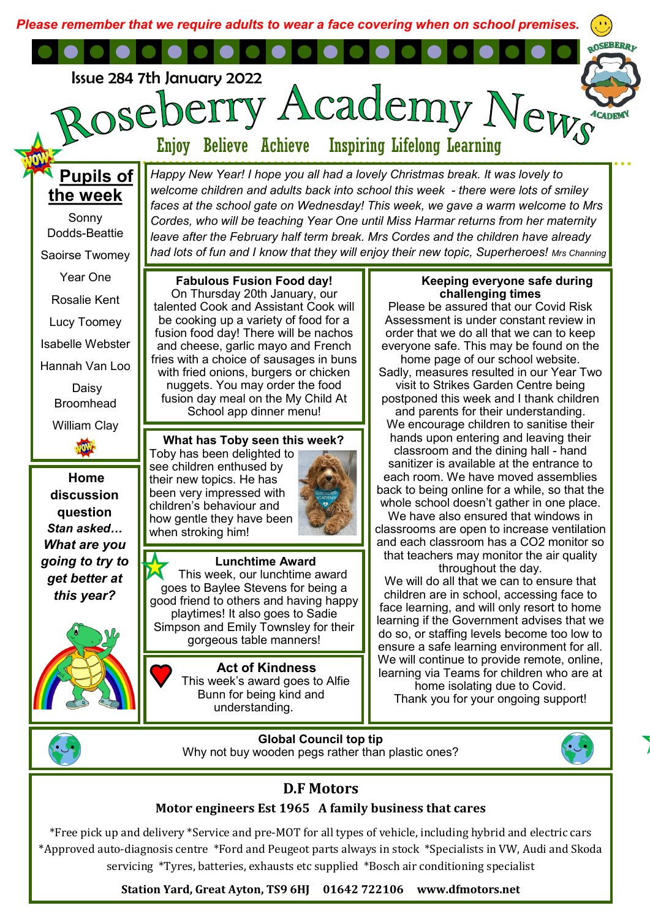*Please remember that we require adults to wear a face covering when on school premises.*

Issue 284 7th January 2022

# Roseberry Academy News

Enjoy Believe Achieve Inspiring Lifelong Learning

*Happy New Year! I hope you all had a lovely Christmas break. It was lovely to welcome children and adults back into school this week - there were lots of smiley faces at the school gate on Wednesday! This week, we gave a warm welcome to Mrs Cordes, who will be teaching Year One until Miss Harmar returns from her maternity leave after the February half term break. Mrs Cordes and the children have already had lots of fun and I know that they will enjoy their new topic, Superheroes! Mrs Channing*

## Pupils of the week

Sonny Dodds-Beattie

Saoirse Twomey

Year One

Rosalie Kent

Lucy Toomey

Isabelle Webster

Hannah Van Loo

Daisy Broomhead

William Clay

## Home discussion question

***Stan asked… What are you going to try to get better at this year?***

## Fabulous Fusion Food day!

On Thursday 20th January, our talented Cook and Assistant Cook will be cooking up a variety of food for a fusion food day! There will be nachos and cheese, garlic mayo and French fries with a choice of sausages in buns with fried onions, burgers or chicken nuggets. You may order the food fusion day meal on the My Child At School app dinner menu!

## What has Toby seen this week?

Toby has been delighted to see children enthused by their new topics. He has been very impressed with children's behaviour and how gentle they have been when stroking him!

## Lunchtime Award

This week, our lunchtime award goes to Baylee Stevens for being a good friend to others and having happy playtimes! It also goes to Sadie Simpson and Emily Townsley for their gorgeous table manners!

## Act of Kindness

This week's award goes to Alfie Bunn for being kind and understanding.

## Keeping everyone safe during challenging times

Please be assured that our Covid Risk Assessment is under constant review in order that we do all that we can to keep everyone safe. This may be found on the home page of our school website.

Sadly, measures resulted in our Year Two visit to Strikes Garden Centre being postponed this week and I thank children and parents for their understanding.

We encourage children to sanitise their hands upon entering and leaving their classroom and the dining hall - hand sanitizer is available at the entrance to each room. We have moved assemblies back to being online for a while, so that the whole school doesn't gather in one place.

We have also ensured that windows in classrooms are open to increase ventilation and each classroom has a $CO_2$ monitor so that teachers may monitor the air quality throughout the day.

We will do all that we can to ensure that children are in school, accessing face to face learning, and will only resort to home learning if the Government advises that we do so, or staffing levels become too low to ensure a safe learning environment for all. We will continue to provide remote, online, learning via Teams for children who are at home isolating due to Covid.

Thank you for your ongoing support!

## Global Council top tip

Why not buy wooden pegs rather than plastic ones?

## D.F Motors

**Motor engineers Est 1965 A family business that cares**

*Free pick up and delivery *Service and pre-MOT for all types of vehicle, including hybrid and electric cars *Approved auto-diagnosis centre *Ford and Peugeot parts always in stock *Specialists in VW, Audi and Skoda servicing *Tyres, batteries, exhausts etc supplied *Bosch air conditioning specialist

**Station Yard, Great Ayton, TS9 6HJ 01642 722106 www.dfmotors.net**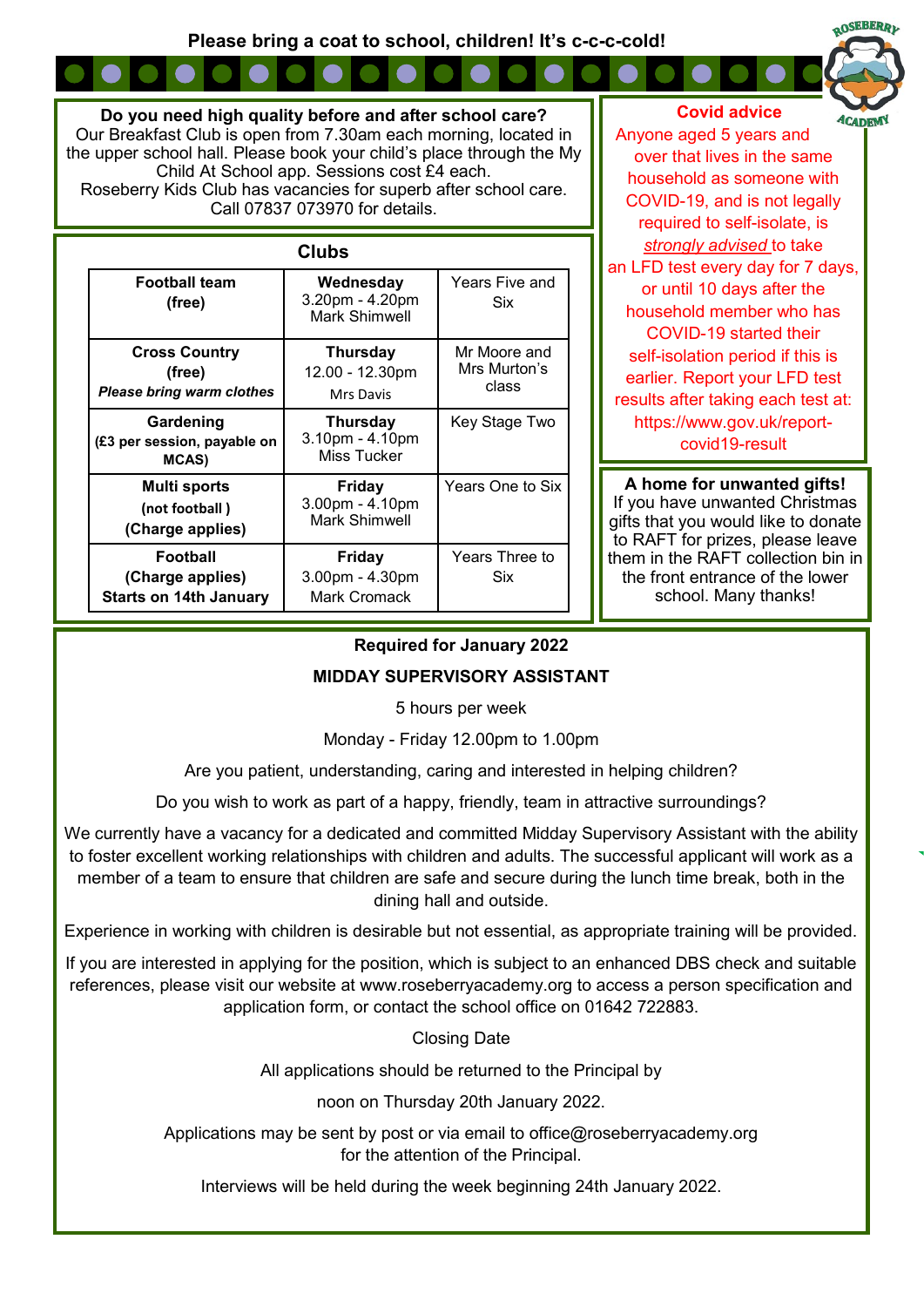**Please bring a coat to school, children! It's c-c-c-cold!**

**Do you need high quality before and after school care?**
Our Breakfast Club is open from 7.30am each morning, located in the upper school hall. Please book your child's place through the My Child At School app. Sessions cost £4 each.
Roseberry Kids Club has vacancies for superb after school care. Call 07837 073970 for details.

## Clubs

| | | |
|---|---|---|
| **Football team (free)** | **Wednesday** 3.20pm - 4.20pm Mark Shimwell | Years Five and Six |
| **Cross Country (free)** ***Please bring warm clothes*** | **Thursday** 12.00 - 12.30pm Mrs Davis | Mr Moore and Mrs Murton's class |
| **Gardening (£3 per session, payable on MCAS)** | **Thursday** 3.10pm - 4.10pm Miss Tucker | Key Stage Two |
| **Multi sports (not football ) (Charge applies)** | **Friday** 3.00pm - 4.10pm Mark Shimwell | Years One to Six |
| **Football (Charge applies) Starts on 14th January** | **Friday** 3.00pm - 4.30pm Mark Cromack | Years Three to Six |

**Covid advice**

Anyone aged 5 years and over that lives in the same household as someone with COVID-19, and is not legally required to self-isolate, is *strongly advised* to take an LFD test every day for 7 days, or until 10 days after the household member who has COVID-19 started their self-isolation period if this is earlier. Report your LFD test results after taking each test at: https://www.gov.uk/report-covid19-result

**A home for unwanted gifts!**

If you have unwanted Christmas gifts that you would like to donate to RAFT for prizes, please leave them in the RAFT collection bin in the front entrance of the lower school. Many thanks!

**Required for January 2022**

**MIDDAY SUPERVISORY ASSISTANT**

5 hours per week

Monday - Friday 12.00pm to 1.00pm

Are you patient, understanding, caring and interested in helping children?

Do you wish to work as part of a happy, friendly, team in attractive surroundings?

We currently have a vacancy for a dedicated and committed Midday Supervisory Assistant with the ability to foster excellent working relationships with children and adults. The successful applicant will work as a member of a team to ensure that children are safe and secure during the lunch time break, both in the dining hall and outside.

Experience in working with children is desirable but not essential, as appropriate training will be provided.

If you are interested in applying for the position, which is subject to an enhanced DBS check and suitable references, please visit our website at www.roseberryacademy.org to access a person specification and application form, or contact the school office on 01642 722883.

Closing Date

All applications should be returned to the Principal by

noon on Thursday 20th January 2022.

Applications may be sent by post or via email to office@roseberryacademy.org for the attention of the Principal.

Interviews will be held during the week beginning 24th January 2022.